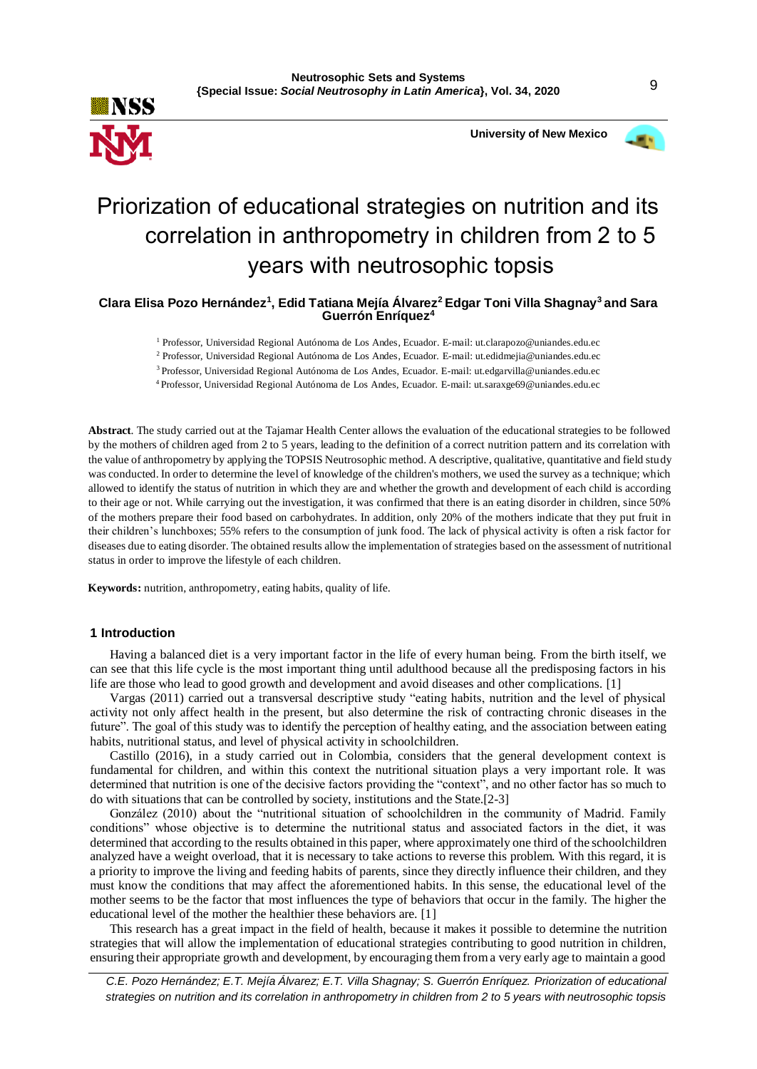# Priorization of educational strategies on nutrition and its correlation in anthropometry in children from 2 to 5 years with neutrosophic topsis

**Clara Elisa Pozo Hernández[1], Edid Tatiana Mejía Álvarez[2] Edgar Toni Villa Shagnay[3] and Sara Guerrón Enríquez[4]**

[1] Professor, Universidad Regional Autónoma de Los Andes, Ecuador. E-mail: ut.clarapozo@uniandes.edu.ec

[2] Professor, Universidad Regional Autónoma de Los Andes, Ecuador. E-mail: ut.edidmejia@uniandes.edu.ec

[3] Professor, Universidad Regional Autónoma de Los Andes, Ecuador. E-mail: ut.edgarvilla@uniandes.edu.ec

[4] Professor, Universidad Regional Autónoma de Los Andes, Ecuador. E-mail: ut.saraxge69@uniandes.edu.ec

**Abstract**. The study carried out at the Tajamar Health Center allows the evaluation of the educational strategies to be followed by the mothers of children aged from 2 to 5 years, leading to the definition of a correct nutrition pattern and its correlation with the value of anthropometry by applying the TOPSIS Neutrosophic method. A descriptive, qualitative, quantitative and field study was conducted. In order to determine the level of knowledge of the children's mothers, we used the survey as a technique; which allowed to identify the status of nutrition in which they are and whether the growth and development of each child is according to their age or not. While carrying out the investigation, it was confirmed that there is an eating disorder in children, since 50% of the mothers prepare their food based on carbohydrates. In addition, only 20% of the mothers indicate that they put fruit in their children's lunchboxes; 55% refers to the consumption of junk food. The lack of physical activity is often a risk factor for diseases due to eating disorder. The obtained results allow the implementation of strategies based on the assessment of nutritional status in order to improve the lifestyle of each children.

**Keywords:** nutrition, anthropometry, eating habits, quality of life.

## 1 Introduction

Having a balanced diet is a very important factor in the life of every human being. From the birth itself, we can see that this life cycle is the most important thing until adulthood because all the predisposing factors in his life are those who lead to good growth and development and avoid diseases and other complications. [1]

Vargas (2011) carried out a transversal descriptive study "eating habits, nutrition and the level of physical activity not only affect health in the present, but also determine the risk of contracting chronic diseases in the future". The goal of this study was to identify the perception of healthy eating, and the association between eating habits, nutritional status, and level of physical activity in schoolchildren.

Castillo (2016), in a study carried out in Colombia, considers that the general development context is fundamental for children, and within this context the nutritional situation plays a very important role. It was determined that nutrition is one of the decisive factors providing the "context", and no other factor has so much to do with situations that can be controlled by society, institutions and the State.[2-3]

González (2010) about the "nutritional situation of schoolchildren in the community of Madrid. Family conditions" whose objective is to determine the nutritional status and associated factors in the diet, it was determined that according to the results obtained in this paper, where approximately one third of the schoolchildren analyzed have a weight overload, that it is necessary to take actions to reverse this problem. With this regard, it is a priority to improve the living and feeding habits of parents, since they directly influence their children, and they must know the conditions that may affect the aforementioned habits. In this sense, the educational level of the mother seems to be the factor that most influences the type of behaviors that occur in the family. The higher the educational level of the mother the healthier these behaviors are. [1]

This research has a great impact in the field of health, because it makes it possible to determine the nutrition strategies that will allow the implementation of educational strategies contributing to good nutrition in children, ensuring their appropriate growth and development, by encouraging them from a very early age to maintain a good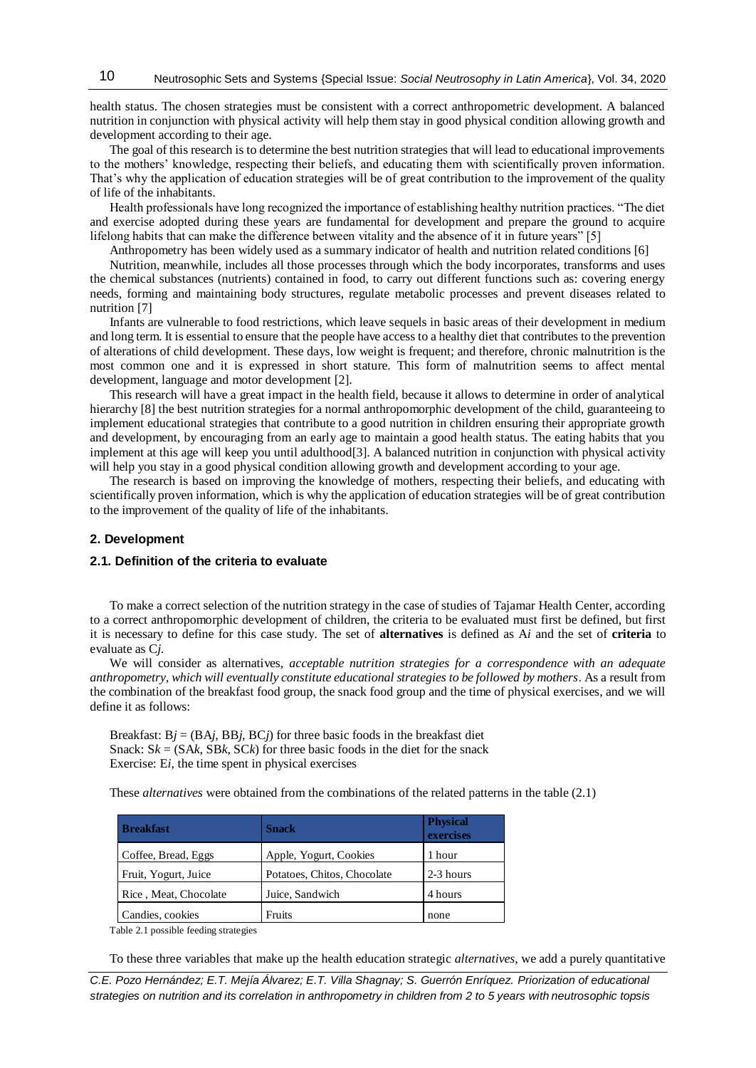health status. The chosen strategies must be consistent with a correct anthropometric development. A balanced nutrition in conjunction with physical activity will help them stay in good physical condition allowing growth and development according to their age.

The goal of this research is to determine the best nutrition strategies that will lead to educational improvements to the mothers' knowledge, respecting their beliefs, and educating them with scientifically proven information. That's why the application of education strategies will be of great contribution to the improvement of the quality of life of the inhabitants.

Health professionals have long recognized the importance of establishing healthy nutrition practices. "The diet and exercise adopted during these years are fundamental for development and prepare the ground to acquire lifelong habits that can make the difference between vitality and the absence of it in future years" [5]

Anthropometry has been widely used as a summary indicator of health and nutrition related conditions [6]

Nutrition, meanwhile, includes all those processes through which the body incorporates, transforms and uses the chemical substances (nutrients) contained in food, to carry out different functions such as: covering energy needs, forming and maintaining body structures, regulate metabolic processes and prevent diseases related to nutrition [7]

Infants are vulnerable to food restrictions, which leave sequels in basic areas of their development in medium and long term. It is essential to ensure that the people have access to a healthy diet that contributes to the prevention of alterations of child development. These days, low weight is frequent; and therefore, chronic malnutrition is the most common one and it is expressed in short stature. This form of malnutrition seems to affect mental development, language and motor development [2].

This research will have a great impact in the health field, because it allows to determine in order of analytical hierarchy [8] the best nutrition strategies for a normal anthropomorphic development of the child, guaranteeing to implement educational strategies that contribute to a good nutrition in children ensuring their appropriate growth and development, by encouraging from an early age to maintain a good health status. The eating habits that you implement at this age will keep you until adulthood[3]. A balanced nutrition in conjunction with physical activity will help you stay in a good physical condition allowing growth and development according to your age.

The research is based on improving the knowledge of mothers, respecting their beliefs, and educating with scientifically proven information, which is why the application of education strategies will be of great contribution to the improvement of the quality of life of the inhabitants.

## 2. Development

### 2.1. Definition of the criteria to evaluate

To make a correct selection of the nutrition strategy in the case of studies of Tajamar Health Center, according to a correct anthropomorphic development of children, the criteria to be evaluated must first be defined, but first it is necessary to define for this case study. The set of **alternatives** is defined as $A_i$ and the set of **criteria** to evaluate as $C_j$.

We will consider as alternatives, *acceptable nutrition strategies for a correspondence with an adequate anthropometry, which will eventually constitute educational strategies to be followed by mothers*. As a result from the combination of the breakfast food group, the snack food group and the time of physical exercises, and we will define it as follows:

Breakfast: $B_j = (BA_j, BB_j, BC_j)$ for three basic foods in the breakfast diet
Snack: $S_k = (SA_k, SB_k, SC_k)$ for three basic foods in the diet for the snack
Exercise: $E_i$, the time spent in physical exercises

These *alternatives* were obtained from the combinations of the related patterns in the table (2.1)

| Breakfast | Snack | Physical exercises |
|---|---|---|
| Coffee, Bread, Eggs | Apple, Yogurt, Cookies | 1 hour |
| Fruit, Yogurt, Juice | Potatoes, Chitos, Chocolate | 2-3 hours |
| Rice , Meat, Chocolate | Juice, Sandwich | 4 hours |
| Candies, cookies | Fruits | none |

Table 2.1 possible feeding strategies

To these three variables that make up the health education strategic *alternatives*, we add a purely quantitative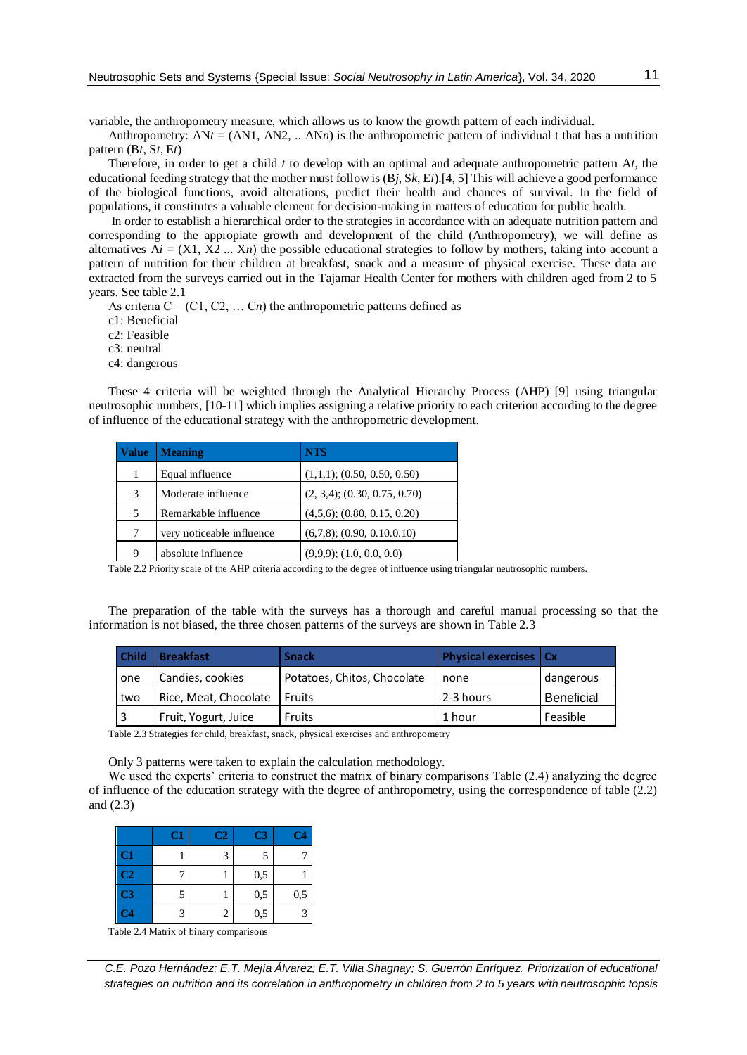variable, the anthropometry measure, which allows us to know the growth pattern of each individual.

Anthropometry: AN$t$ = (AN1, AN2, .. AN$n$) is the anthropometric pattern of individual t that has a nutrition pattern (B$t$, S$t$, E$t$)

Therefore, in order to get a child $t$ to develop with an optimal and adequate anthropometric pattern A$t$, the educational feeding strategy that the mother must follow is (B$j$, S$k$, E$i$).[4, 5] This will achieve a good performance of the biological functions, avoid alterations, predict their health and chances of survival. In the field of populations, it constitutes a valuable element for decision-making in matters of education for public health.

In order to establish a hierarchical order to the strategies in accordance with an adequate nutrition pattern and corresponding to the appropiate growth and development of the child (Anthropometry), we will define as alternatives A$i$ = (X1, X2 ... X$n$) the possible educational strategies to follow by mothers, taking into account a pattern of nutrition for their children at breakfast, snack and a measure of physical exercise. These data are extracted from the surveys carried out in the Tajamar Health Center for mothers with children aged from 2 to 5 years. See table 2.1

As criteria C = (C1, C2, … C$n$) the anthropometric patterns defined as

c1: Beneficial

c2: Feasible

c3: neutral

c4: dangerous

These 4 criteria will be weighted through the Analytical Hierarchy Process (AHP) [9] using triangular neutrosophic numbers, [10-11] which implies assigning a relative priority to each criterion according to the degree of influence of the educational strategy with the anthropometric development.

| Value | Meaning | NTS |
|---|---|---|
| 1 | Equal influence | (1,1,1); (0.50, 0.50, 0.50) |
| 3 | Moderate influence | (2, 3,4); (0.30, 0.75, 0.70) |
| 5 | Remarkable influence | (4,5,6); (0.80, 0.15, 0.20) |
| 7 | very noticeable influence | (6,7,8); (0.90, 0.10.0.10) |
| 9 | absolute influence | (9,9,9); (1.0, 0.0, 0.0) |

Table 2.2 Priority scale of the AHP criteria according to the degree of influence using triangular neutrosophic numbers.

The preparation of the table with the surveys has a thorough and careful manual processing so that the information is not biased, the three chosen patterns of the surveys are shown in Table 2.3

| Child | Breakfast | Snack | Physical exercises | Cx |
|---|---|---|---|---|
| one | Candies, cookies | Potatoes, Chitos, Chocolate | none | dangerous |
| two | Rice, Meat, Chocolate | Fruits | 2-3 hours | Beneficial |
| 3 | Fruit, Yogurt, Juice | Fruits | 1 hour | Feasible |

Table 2.3 Strategies for child, breakfast, snack, physical exercises and anthropometry

Only 3 patterns were taken to explain the calculation methodology.

We used the experts' criteria to construct the matrix of binary comparisons Table (2.4) analyzing the degree of influence of the education strategy with the degree of anthropometry, using the correspondence of table (2.2) and (2.3)

| | C1 | C2 | C3 | C4 |
|---|---|---|---|---|
| C1 | 1 | 3 | 5 | 7 |
| C2 | 7 | 1 | 0,5 | 1 |
| C3 | 5 | 1 | 0,5 | 0,5 |
| C4 | 3 | 2 | 0,5 | 3 |

Table 2.4 Matrix of binary comparisons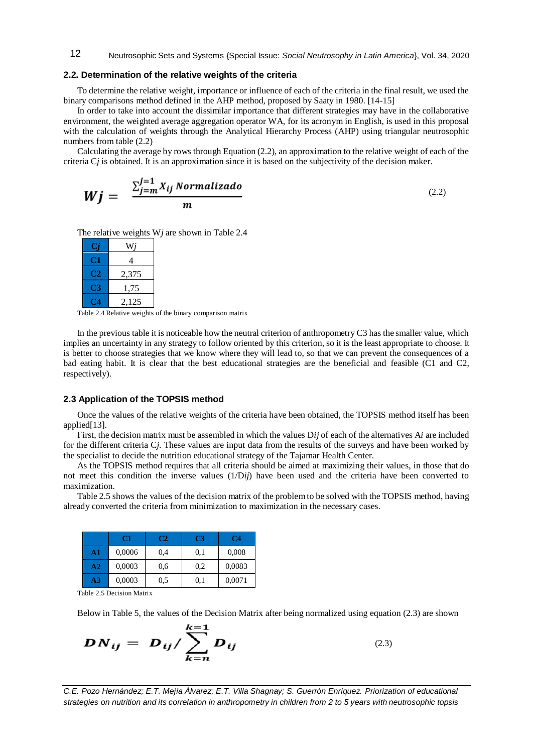### 2.2. Determination of the relative weights of the criteria

To determine the relative weight, importance or influence of each of the criteria in the final result, we used the binary comparisons method defined in the AHP method, proposed by Saaty in 1980. [14-15]

In order to take into account the dissimilar importance that different strategies may have in the collaborative environment, the weighted average aggregation operator WA, for its acronym in English, is used in this proposal with the calculation of weights through the Analytical Hierarchy Process (AHP) using triangular neutrosophic numbers from table (2.2)

Calculating the average by rows through Equation (2.2), an approximation to the relative weight of each of the criteria C*j* is obtained. It is an approximation since it is based on the subjectivity of the decision maker.

$$Wj = \frac{\sum_{j=m}^{j=1} X_{ij}\ Normalizado}{m} \tag{2.2}$$

The relative weights W*j* are shown in Table 2.4

| C*j* | W*j* |
|---|---|
| C1 | 4 |
| C2 | 2,375 |
| C3 | 1,75 |
| C4 | 2,125 |

Table 2.4 Relative weights of the binary comparison matrix

In the previous table it is noticeable how the neutral criterion of anthropometry C3 has the smaller value, which implies an uncertainty in any strategy to follow oriented by this criterion, so it is the least appropriate to choose. It is better to choose strategies that we know where they will lead to, so that we can prevent the consequences of a bad eating habit. It is clear that the best educational strategies are the beneficial and feasible (C1 and C2, respectively).

### 2.3 Application of the TOPSIS method

Once the values of the relative weights of the criteria have been obtained, the TOPSIS method itself has been applied[13].

First, the decision matrix must be assembled in which the values D*ij* of each of the alternatives A*i* are included for the different criteria C*j*. These values are input data from the results of the surveys and have been worked by the specialist to decide the nutrition educational strategy of the Tajamar Health Center.

As the TOPSIS method requires that all criteria should be aimed at maximizing their values, in those that do not meet this condition the inverse values (1/D*ij*) have been used and the criteria have been converted to maximization.

Table 2.5 shows the values of the decision matrix of the problem to be solved with the TOPSIS method, having already converted the criteria from minimization to maximization in the necessary cases.

| | C1 | C2 | C3 | C4 |
|---|---|---|---|---|
| A1 | 0,0006 | 0,4 | 0,1 | 0,008 |
| A2 | 0,0003 | 0,6 | 0,2 | 0,0083 |
| A3 | 0,0003 | 0,5 | 0,1 | 0,0071 |

Table 2.5 Decision Matrix

Below in Table 5, the values of the Decision Matrix after being normalized using equation (2.3) are shown

$$DN_{ij} = D_{ij} / \sum_{k=n}^{k=1} D_{ij} \tag{2.3}$$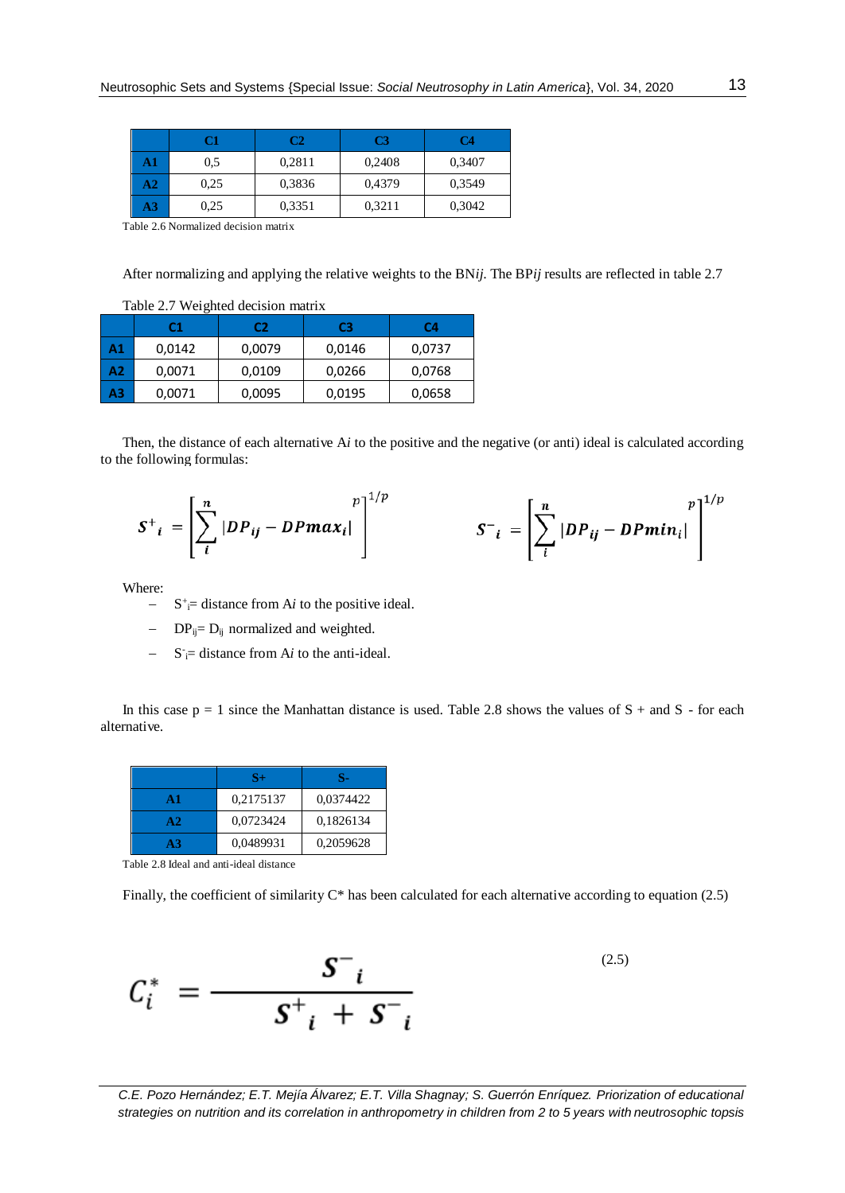|  | C1 | C2 | C3 | C4 |
|---|---|---|---|---|
| A1 | 0,5 | 0,2811 | 0,2408 | 0,3407 |
| A2 | 0,25 | 0,3836 | 0,4379 | 0,3549 |
| A3 | 0,25 | 0,3351 | 0,3211 | 0,3042 |

Table 2.6 Normalized decision matrix

After normalizing and applying the relative weights to the BN*ij*. The BP*ij* results are reflected in table 2.7

Table 2.7 Weighted decision matrix

|  | C1 | C2 | C3 | C4 |
|---|---|---|---|---|
| A1 | 0,0142 | 0,0079 | 0,0146 | 0,0737 |
| A2 | 0,0071 | 0,0109 | 0,0266 | 0,0768 |
| A3 | 0,0071 | 0,0095 | 0,0195 | 0,0658 |

Then, the distance of each alternative A*i* to the positive and the negative (or anti) ideal is calculated according to the following formulas:

$$S^{+}{}_{i} = \left[ \sum_{i}^{n} \left| DP_{ij} - DPmax_{i} \right|^{p} \right]^{1/p} \qquad S^{-}{}_{i} = \left[ \sum_{i}^{n} \left| DP_{ij} - DPmin_{i} \right|^{p} \right]^{1/p}$$

Where:

- $S^{+}_{i}$= distance from A*i* to the positive ideal.
- $DP_{ij}$= $D_{ij}$ normalized and weighted.
- $S^{-}_{i}$= distance from A*i* to the anti-ideal.

In this case p = 1 since the Manhattan distance is used. Table 2.8 shows the values of S + and S - for each alternative.

|  | S+ | S- |
|---|---|---|
| A1 | 0,2175137 | 0,0374422 |
| A2 | 0,0723424 | 0,1826134 |
| A3 | 0,0489931 | 0,2059628 |

Table 2.8 Ideal and anti-ideal distance

Finally, the coefficient of similarity C* has been calculated for each alternative according to equation (2.5)

$$C_{i}^{*} = \frac{S^{-}{}_{i}}{S^{+}{}_{i} + S^{-}{}_{i}} \tag{2.5}$$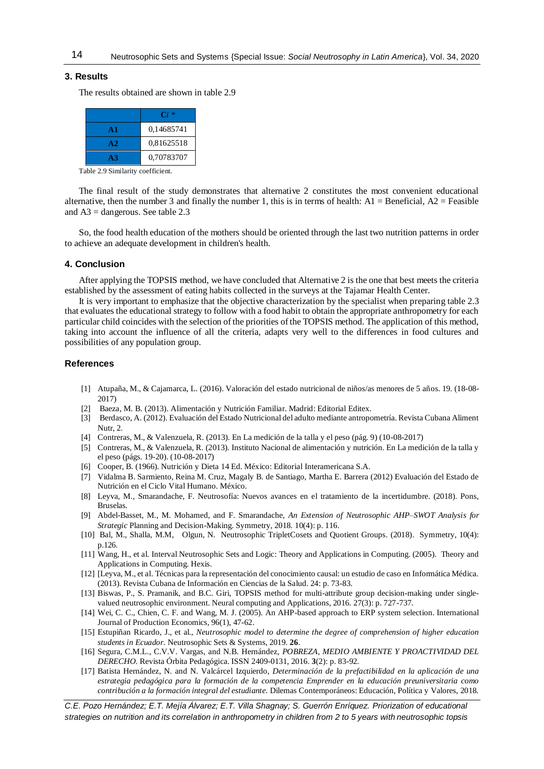## 3. Results

The results obtained are shown in table 2.9

| | $C_i$ * |
|---|---|
| **A1** | 0,14685741 |
| **A2** | 0,81625518 |
| **A3** | 0,70783707 |

Table 2.9 Similarity coefficient.

The final result of the study demonstrates that alternative 2 constitutes the most convenient educational alternative, then the number 3 and finally the number 1, this is in terms of health: A1 = Beneficial, A2 = Feasible and A3 = dangerous. See table 2.3

So, the food health education of the mothers should be oriented through the last two nutrition patterns in order to achieve an adequate development in children's health.

## 4. Conclusion

After applying the TOPSIS method, we have concluded that Alternative 2 is the one that best meets the criteria established by the assessment of eating habits collected in the surveys at the Tajamar Health Center.

It is very important to emphasize that the objective characterization by the specialist when preparing table 2.3 that evaluates the educational strategy to follow with a food habit to obtain the appropriate anthropometry for each particular child coincides with the selection of the priorities of the TOPSIS method. The application of this method, taking into account the influence of all the criteria, adapts very well to the differences in food cultures and possibilities of any population group.

## References

[1] Atupaña, M., & Cajamarca, L. (2016). Valoración del estado nutricional de niños/as menores de 5 años. 19. (18-08-2017)

[2] Baeza, M. B. (2013). Alimentación y Nutrición Familiar. Madrid: Editorial Editex.

[3] Berdasco, A. (2012). Evaluación del Estado Nutricional del adulto mediante antropometría. Revista Cubana Aliment Nutr, 2.

[4] Contreras, M., & Valenzuela, R. (2013). En La medición de la talla y el peso (pág. 9) (10-08-2017)

[5] Contreras, M., & Valenzuela, R. (2013). Instituto Nacional de alimentación y nutrición. En La medición de la talla y el peso (págs. 19-20). (10-08-2017)

[6] Cooper, B. (1966). Nutrición y Dieta 14 Ed. México: Editorial Interamericana S.A.

[7] Vidalma B. Sarmiento, Reina M. Cruz, Magaly B. de Santiago, Martha E. Barrera (2012) Evaluación del Estado de Nutrición en el Ciclo Vital Humano. México.

[8] Leyva, M., Smarandache, F. Neutrosofía: Nuevos avances en el tratamiento de la incertidumbre. (2018). Pons, Bruselas.

[9] Abdel-Basset, M., M. Mohamed, and F. Smarandache, *An Extension of Neutrosophic AHP–SWOT Analysis for Strategic* Planning and Decision-Making. Symmetry, 2018. 10(4): p. 116.

[10] Bal, M., Shalla, M.M, Olgun, N. Neutrosophic TripletCosets and Quotient Groups. (2018). Symmetry, 10(4): p.126.

[11] Wang, H., et al. Interval Neutrosophic Sets and Logic: Theory and Applications in Computing. (2005). Theory and Applications in Computing. Hexis.

[12] [Leyva, M., et al. Técnicas para la representación del conocimiento causal: un estudio de caso en Informática Médica. (2013). Revista Cubana de Información en Ciencias de la Salud. 24: p. 73-83.

[13] Biswas, P., S. Pramanik, and B.C. Giri, TOPSIS method for multi-attribute group decision-making under single-valued neutrosophic environment. Neural computing and Applications, 2016. 27(3): p. 727-737.

[14] Wei, C. C., Chien, C. F. and Wang, M. J. (2005). An AHP-based approach to ERP system selection. International Journal of Production Economics, 96(1), 47-62.

[15] Estupiñan Ricardo, J., et al., *Neutrosophic model to determine the degree of comprehension of higher education students in Ecuador.* Neutrosophic Sets & Systems, 2019. **26**.

[16] Segura, C.M.L., C.V.V. Vargas, and N.B. Hernández, *POBREZA, MEDIO AMBIENTE Y PROACTIVIDAD DEL DERECHO.* Revista Órbita Pedagógica. ISSN 2409-0131, 2016. **3**(2): p. 83-92.

[17] Batista Hernández, N. and N. Valcárcel Izquierdo, *Determinación de la prefactibilidad en la aplicación de una estrategia pedagógica para la formación de la competencia Emprender en la educación preuniversitaria como contribución a la formación integral del estudiante.* Dilemas Contemporáneos: Educación, Política y Valores, 2018.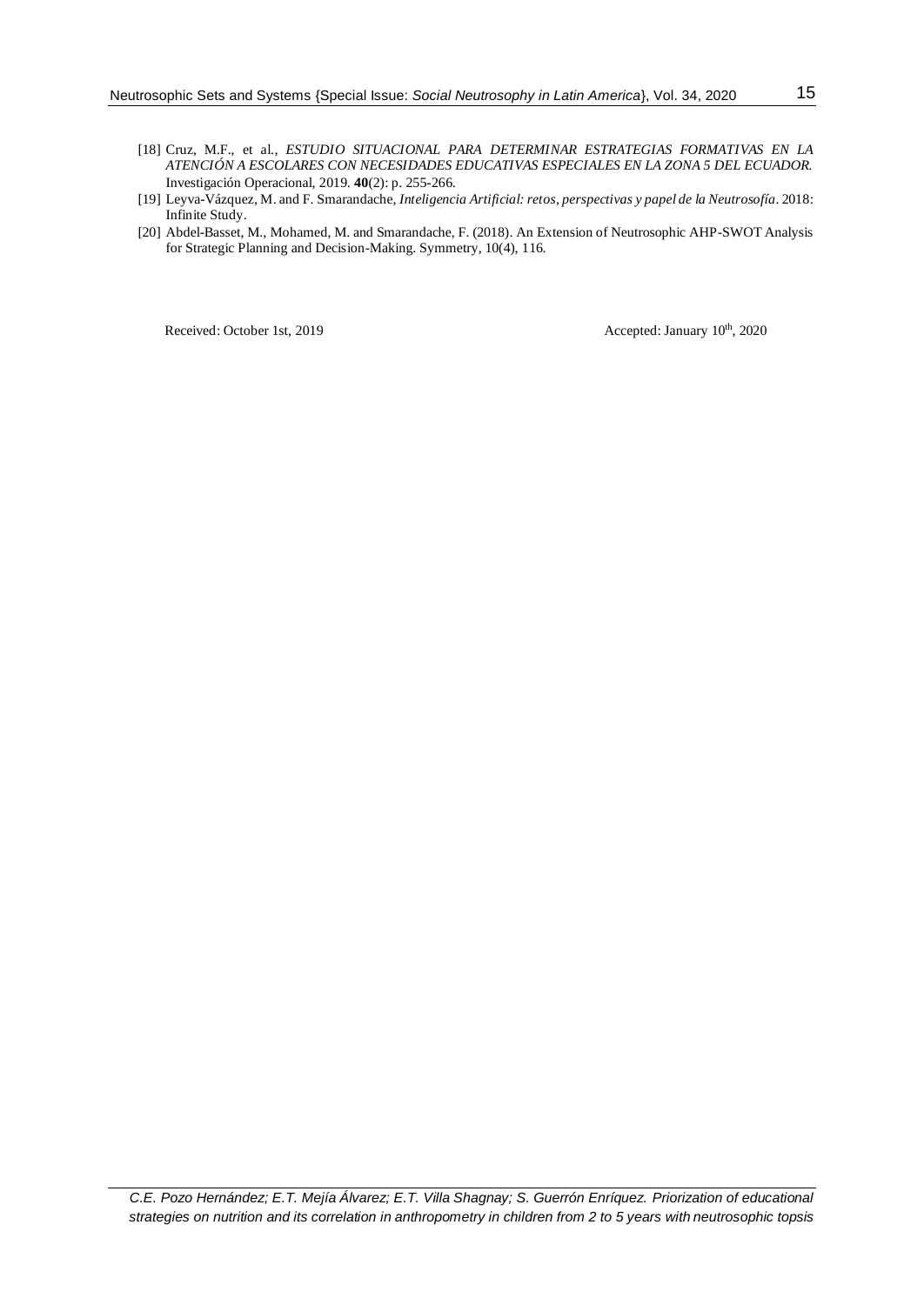[18] Cruz, M.F., et al., *ESTUDIO SITUACIONAL PARA DETERMINAR ESTRATEGIAS FORMATIVAS EN LA ATENCIÓN A ESCOLARES CON NECESIDADES EDUCATIVAS ESPECIALES EN LA ZONA 5 DEL ECUADOR.* Investigación Operacional, 2019. **40**(2): p. 255-266.

[19] Leyva-Vázquez, M. and F. Smarandache, *Inteligencia Artificial: retos, perspectivas y papel de la Neutrosofía*. 2018: Infinite Study.

[20] Abdel-Basset, M., Mohamed, M. and Smarandache, F. (2018). An Extension of Neutrosophic AHP-SWOT Analysis for Strategic Planning and Decision-Making. Symmetry, 10(4), 116.

Received: October 1st, 2019 Accepted: January 10th, 2020